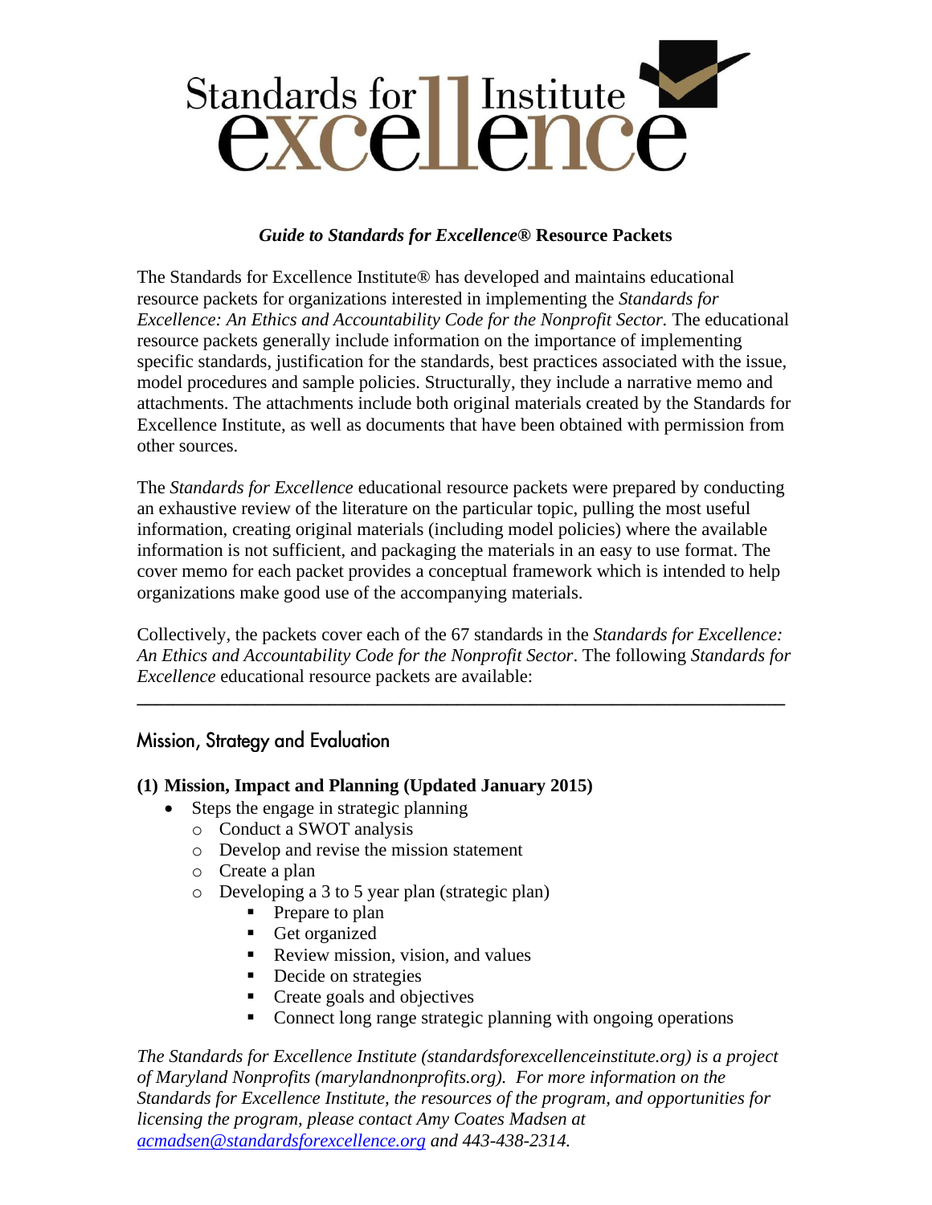# Standards for Excellence Institute

***Guide to Standards for Excellence®* Resource Packets**

The Standards for Excellence Institute® has developed and maintains educational resource packets for organizations interested in implementing the *Standards for Excellence: An Ethics and Accountability Code for the Nonprofit Sector.* The educational resource packets generally include information on the importance of implementing specific standards, justification for the standards, best practices associated with the issue, model procedures and sample policies. Structurally, they include a narrative memo and attachments. The attachments include both original materials created by the Standards for Excellence Institute, as well as documents that have been obtained with permission from other sources.

The *Standards for Excellence* educational resource packets were prepared by conducting an exhaustive review of the literature on the particular topic, pulling the most useful information, creating original materials (including model policies) where the available information is not sufficient, and packaging the materials in an easy to use format. The cover memo for each packet provides a conceptual framework which is intended to help organizations make good use of the accompanying materials.

Collectively, the packets cover each of the 67 standards in the *Standards for Excellence: An Ethics and Accountability Code for the Nonprofit Sector*. The following *Standards for Excellence* educational resource packets are available:

---

## Mission, Strategy and Evaluation

### (1) Mission, Impact and Planning (Updated January 2015)

- Steps the engage in strategic planning
  - Conduct a SWOT analysis
  - Develop and revise the mission statement
  - Create a plan
  - Developing a 3 to 5 year plan (strategic plan)
    - Prepare to plan
    - Get organized
    - Review mission, vision, and values
    - Decide on strategies
    - Create goals and objectives
    - Connect long range strategic planning with ongoing operations

*The Standards for Excellence Institute (standardsforexcellenceinstitute.org) is a project of Maryland Nonprofits (marylandnonprofits.org). For more information on the Standards for Excellence Institute, the resources of the program, and opportunities for licensing the program, please contact Amy Coates Madsen at [acmadsen@standardsforexcellence.org](mailto:acmadsen@standardsforexcellence.org) and 443-438-2314.*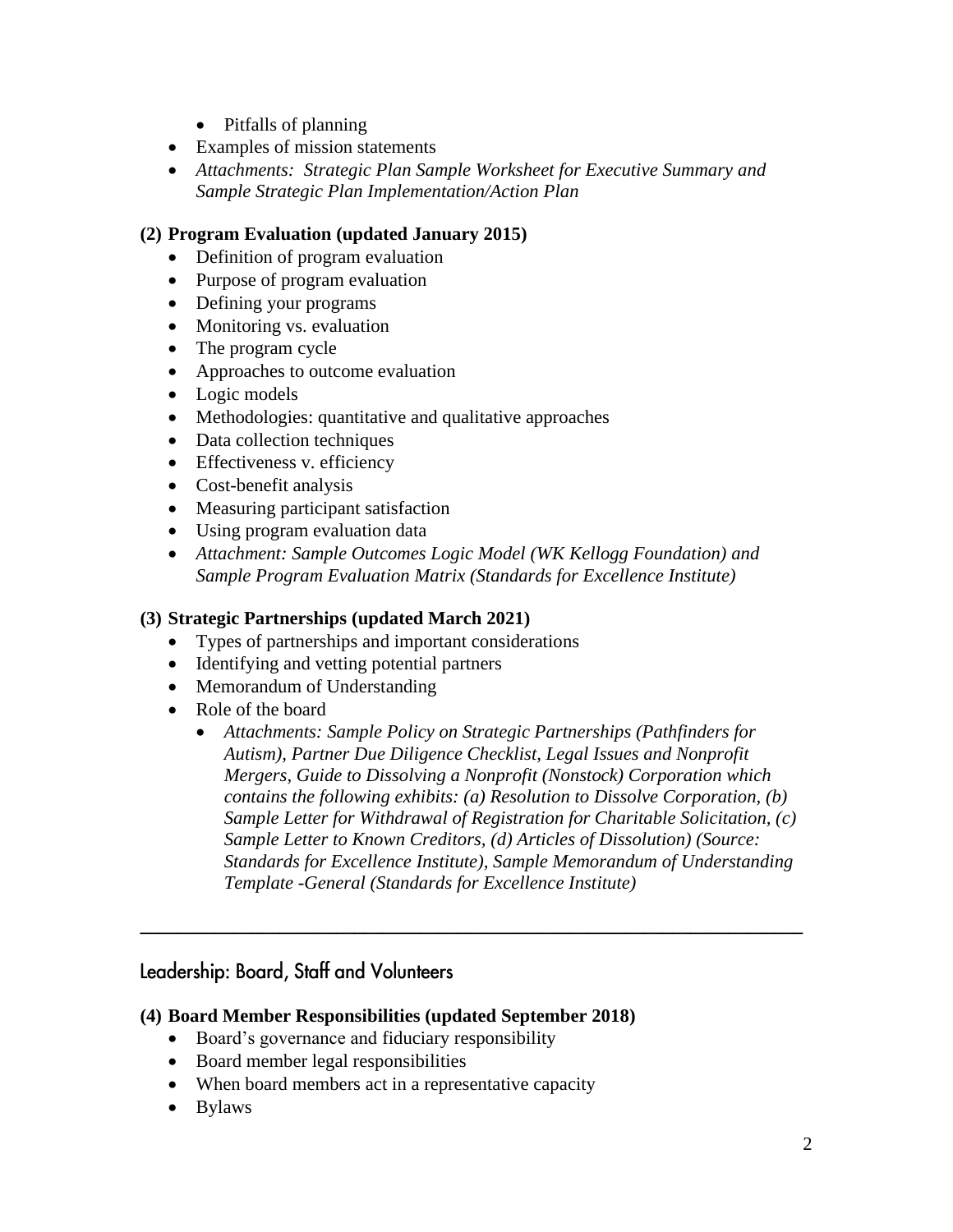- Pitfalls of planning
- Examples of mission statements
- *Attachments: Strategic Plan Sample Worksheet for Executive Summary and Sample Strategic Plan Implementation/Action Plan*

**(2) Program Evaluation (updated January 2015)**

- Definition of program evaluation
- Purpose of program evaluation
- Defining your programs
- Monitoring vs. evaluation
- The program cycle
- Approaches to outcome evaluation
- Logic models
- Methodologies: quantitative and qualitative approaches
- Data collection techniques
- Effectiveness v. efficiency
- Cost-benefit analysis
- Measuring participant satisfaction
- Using program evaluation data
- *Attachment: Sample Outcomes Logic Model (WK Kellogg Foundation) and Sample Program Evaluation Matrix (Standards for Excellence Institute)*

**(3) Strategic Partnerships (updated March 2021)**

- Types of partnerships and important considerations
- Identifying and vetting potential partners
- Memorandum of Understanding
- Role of the board
  - *Attachments: Sample Policy on Strategic Partnerships (Pathfinders for Autism), Partner Due Diligence Checklist, Legal Issues and Nonprofit Mergers, Guide to Dissolving a Nonprofit (Nonstock) Corporation which contains the following exhibits: (a) Resolution to Dissolve Corporation, (b) Sample Letter for Withdrawal of Registration for Charitable Solicitation, (c) Sample Letter to Known Creditors, (d) Articles of Dissolution) (Source: Standards for Excellence Institute), Sample Memorandum of Understanding Template -General (Standards for Excellence Institute)*

---

## Leadership: Board, Staff and Volunteers

**(4) Board Member Responsibilities (updated September 2018)**

- Board's governance and fiduciary responsibility
- Board member legal responsibilities
- When board members act in a representative capacity
- Bylaws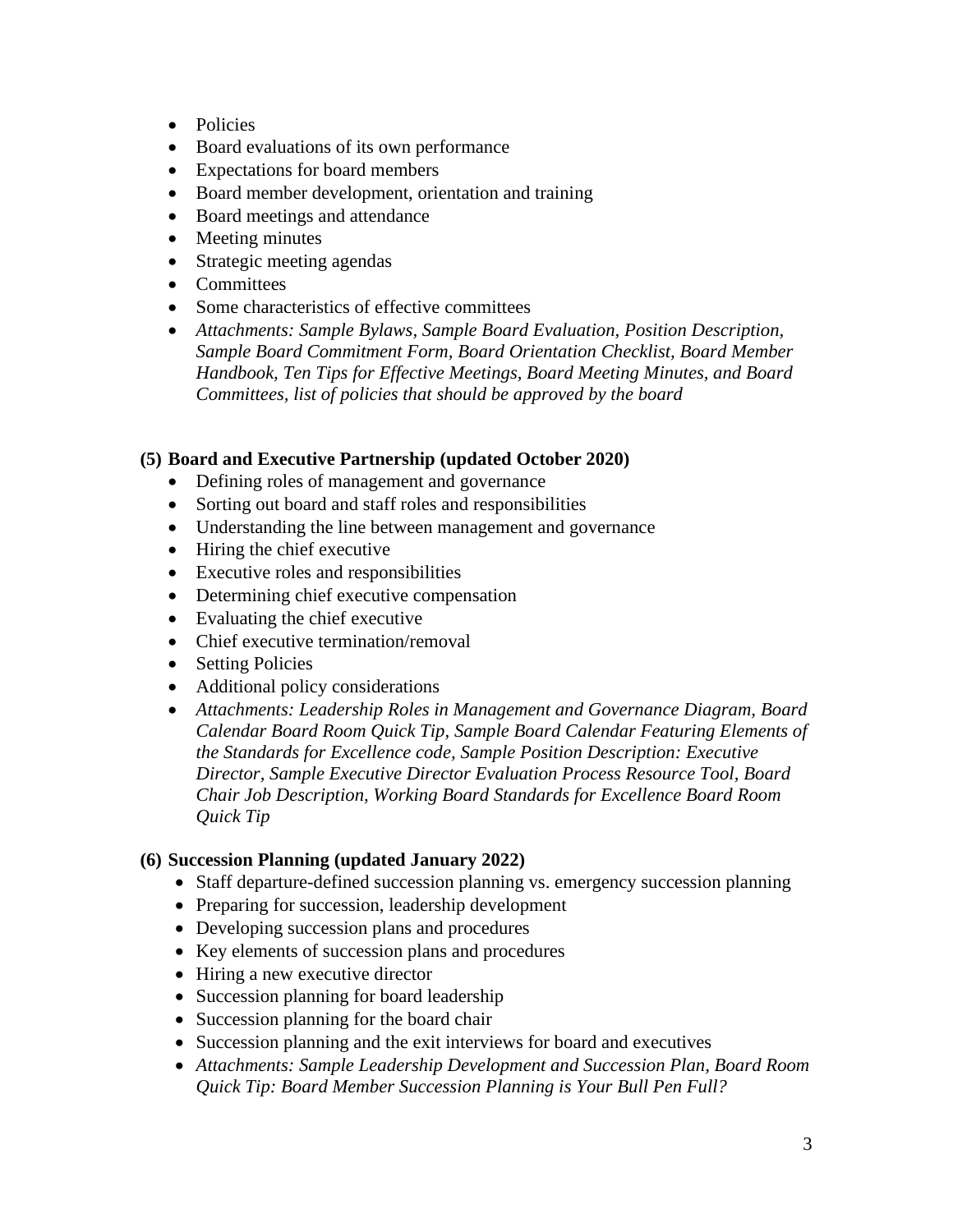- Policies
- Board evaluations of its own performance
- Expectations for board members
- Board member development, orientation and training
- Board meetings and attendance
- Meeting minutes
- Strategic meeting agendas
- Committees
- Some characteristics of effective committees
- *Attachments: Sample Bylaws, Sample Board Evaluation, Position Description, Sample Board Commitment Form, Board Orientation Checklist, Board Member Handbook, Ten Tips for Effective Meetings, Board Meeting Minutes, and Board Committees, list of policies that should be approved by the board*

**(5) Board and Executive Partnership (updated October 2020)**

- Defining roles of management and governance
- Sorting out board and staff roles and responsibilities
- Understanding the line between management and governance
- Hiring the chief executive
- Executive roles and responsibilities
- Determining chief executive compensation
- Evaluating the chief executive
- Chief executive termination/removal
- Setting Policies
- Additional policy considerations
- *Attachments: Leadership Roles in Management and Governance Diagram, Board Calendar Board Room Quick Tip, Sample Board Calendar Featuring Elements of the Standards for Excellence code, Sample Position Description: Executive Director, Sample Executive Director Evaluation Process Resource Tool, Board Chair Job Description, Working Board Standards for Excellence Board Room Quick Tip*

**(6) Succession Planning (updated January 2022)**

- Staff departure-defined succession planning vs. emergency succession planning
- Preparing for succession, leadership development
- Developing succession plans and procedures
- Key elements of succession plans and procedures
- Hiring a new executive director
- Succession planning for board leadership
- Succession planning for the board chair
- Succession planning and the exit interviews for board and executives
- *Attachments: Sample Leadership Development and Succession Plan, Board Room Quick Tip: Board Member Succession Planning is Your Bull Pen Full?*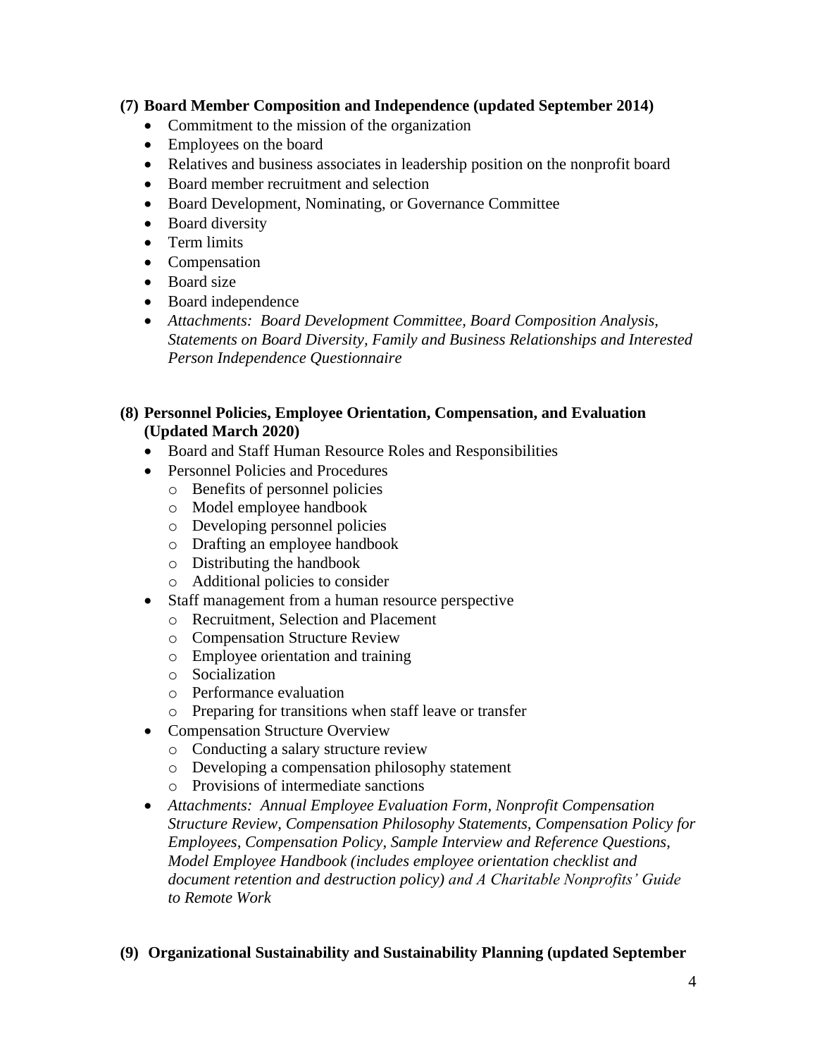**(7) Board Member Composition and Independence (updated September 2014)**

- Commitment to the mission of the organization
- Employees on the board
- Relatives and business associates in leadership position on the nonprofit board
- Board member recruitment and selection
- Board Development, Nominating, or Governance Committee
- Board diversity
- Term limits
- Compensation
- Board size
- Board independence
- *Attachments: Board Development Committee, Board Composition Analysis, Statements on Board Diversity, Family and Business Relationships and Interested Person Independence Questionnaire*

**(8) Personnel Policies, Employee Orientation, Compensation, and Evaluation (Updated March 2020)**

- Board and Staff Human Resource Roles and Responsibilities
- Personnel Policies and Procedures
  - Benefits of personnel policies
  - Model employee handbook
  - Developing personnel policies
  - Drafting an employee handbook
  - Distributing the handbook
  - Additional policies to consider
- Staff management from a human resource perspective
  - Recruitment, Selection and Placement
  - Compensation Structure Review
  - Employee orientation and training
  - Socialization
  - Performance evaluation
  - Preparing for transitions when staff leave or transfer
- Compensation Structure Overview
  - Conducting a salary structure review
  - Developing a compensation philosophy statement
  - Provisions of intermediate sanctions
- *Attachments: Annual Employee Evaluation Form, Nonprofit Compensation Structure Review, Compensation Philosophy Statements, Compensation Policy for Employees, Compensation Policy, Sample Interview and Reference Questions, Model Employee Handbook (includes employee orientation checklist and document retention and destruction policy) and A Charitable Nonprofits' Guide to Remote Work*

**(9) Organizational Sustainability and Sustainability Planning (updated September**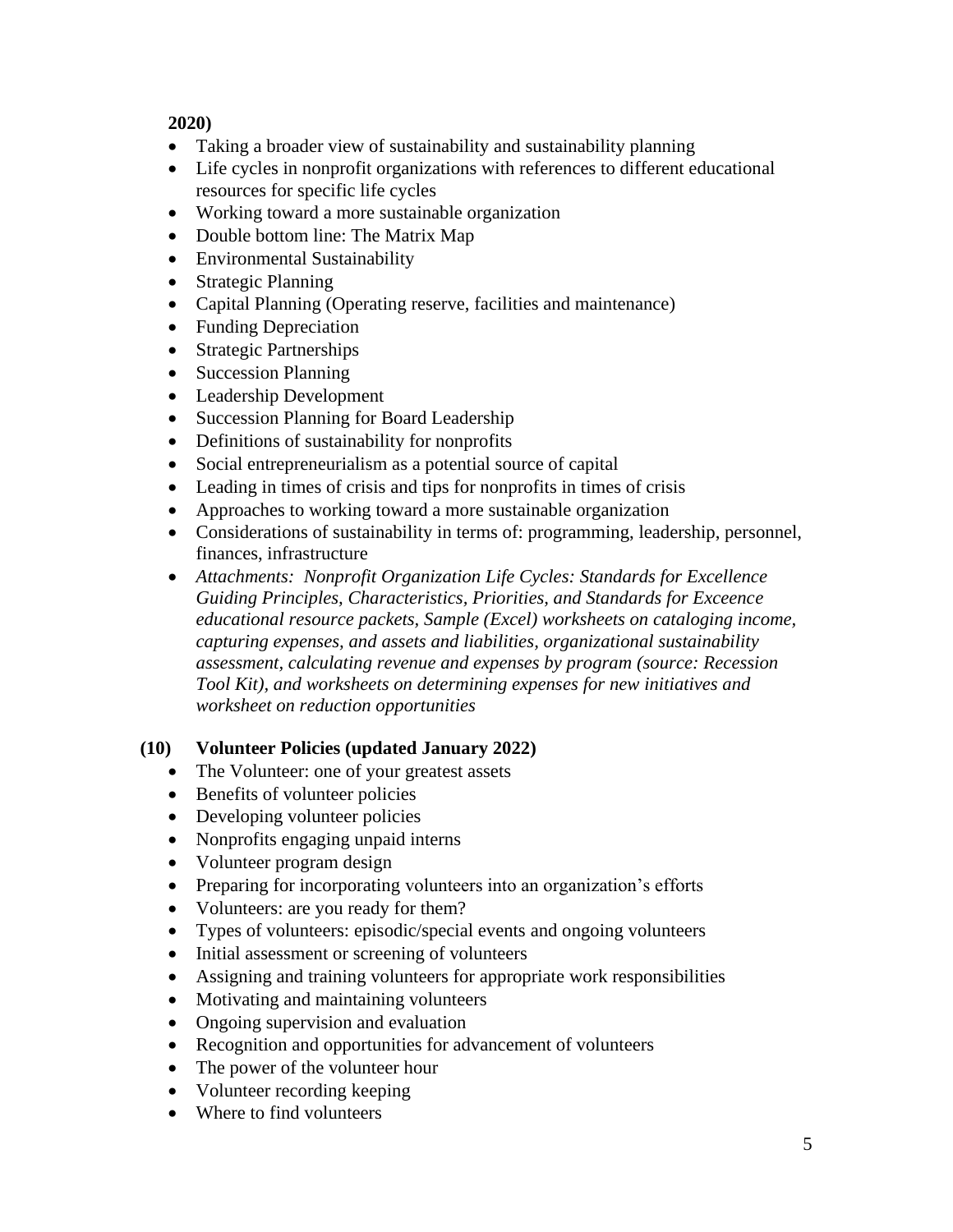**2020)**

- Taking a broader view of sustainability and sustainability planning
- Life cycles in nonprofit organizations with references to different educational resources for specific life cycles
- Working toward a more sustainable organization
- Double bottom line: The Matrix Map
- Environmental Sustainability
- Strategic Planning
- Capital Planning (Operating reserve, facilities and maintenance)
- Funding Depreciation
- Strategic Partnerships
- Succession Planning
- Leadership Development
- Succession Planning for Board Leadership
- Definitions of sustainability for nonprofits
- Social entrepreneurialism as a potential source of capital
- Leading in times of crisis and tips for nonprofits in times of crisis
- Approaches to working toward a more sustainable organization
- Considerations of sustainability in terms of: programming, leadership, personnel, finances, infrastructure
- *Attachments: Nonprofit Organization Life Cycles: Standards for Excellence Guiding Principles, Characteristics, Priorities, and Standards for Exceence educational resource packets, Sample (Excel) worksheets on cataloging income, capturing expenses, and assets and liabilities, organizational sustainability assessment, calculating revenue and expenses by program (source: Recession Tool Kit), and worksheets on determining expenses for new initiatives and worksheet on reduction opportunities*

**(10) Volunteer Policies (updated January 2022)**

- The Volunteer: one of your greatest assets
- Benefits of volunteer policies
- Developing volunteer policies
- Nonprofits engaging unpaid interns
- Volunteer program design
- Preparing for incorporating volunteers into an organization's efforts
- Volunteers: are you ready for them?
- Types of volunteers: episodic/special events and ongoing volunteers
- Initial assessment or screening of volunteers
- Assigning and training volunteers for appropriate work responsibilities
- Motivating and maintaining volunteers
- Ongoing supervision and evaluation
- Recognition and opportunities for advancement of volunteers
- The power of the volunteer hour
- Volunteer recording keeping
- Where to find volunteers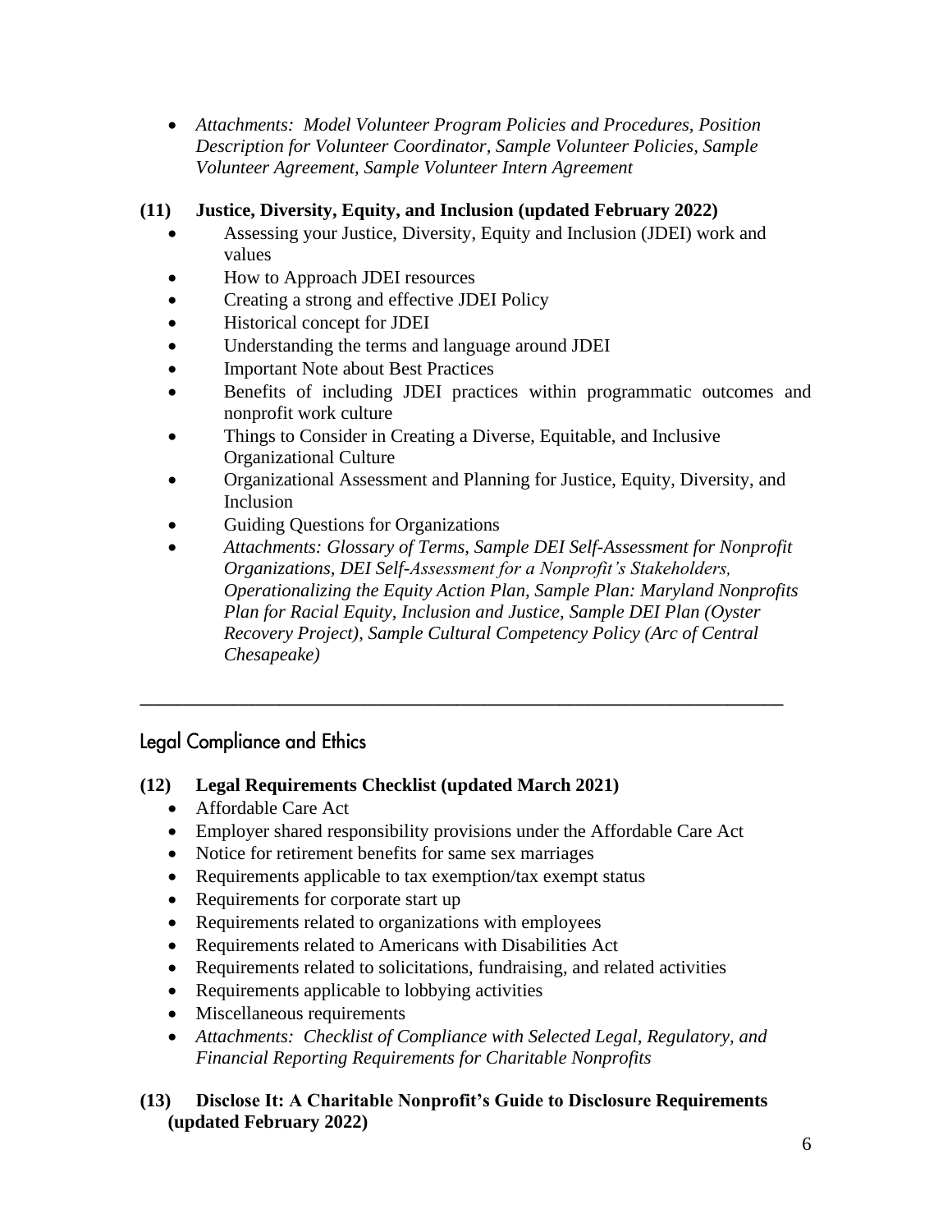- *Attachments: Model Volunteer Program Policies and Procedures, Position Description for Volunteer Coordinator, Sample Volunteer Policies, Sample Volunteer Agreement, Sample Volunteer Intern Agreement*

**(11) Justice, Diversity, Equity, and Inclusion (updated February 2022)**

- Assessing your Justice, Diversity, Equity and Inclusion (JDEI) work and values
- How to Approach JDEI resources
- Creating a strong and effective JDEI Policy
- Historical concept for JDEI
- Understanding the terms and language around JDEI
- Important Note about Best Practices
- Benefits of including JDEI practices within programmatic outcomes and nonprofit work culture
- Things to Consider in Creating a Diverse, Equitable, and Inclusive Organizational Culture
- Organizational Assessment and Planning for Justice, Equity, Diversity, and Inclusion
- Guiding Questions for Organizations
- *Attachments: Glossary of Terms, Sample DEI Self-Assessment for Nonprofit Organizations, DEI Self-Assessment for a Nonprofit's Stakeholders, Operationalizing the Equity Action Plan, Sample Plan: Maryland Nonprofits Plan for Racial Equity, Inclusion and Justice, Sample DEI Plan (Oyster Recovery Project), Sample Cultural Competency Policy (Arc of Central Chesapeake)*

---

## Legal Compliance and Ethics

**(12) Legal Requirements Checklist (updated March 2021)**

- Affordable Care Act
- Employer shared responsibility provisions under the Affordable Care Act
- Notice for retirement benefits for same sex marriages
- Requirements applicable to tax exemption/tax exempt status
- Requirements for corporate start up
- Requirements related to organizations with employees
- Requirements related to Americans with Disabilities Act
- Requirements related to solicitations, fundraising, and related activities
- Requirements applicable to lobbying activities
- Miscellaneous requirements
- *Attachments: Checklist of Compliance with Selected Legal, Regulatory, and Financial Reporting Requirements for Charitable Nonprofits*

**(13) Disclose It: A Charitable Nonprofit's Guide to Disclosure Requirements (updated February 2022)**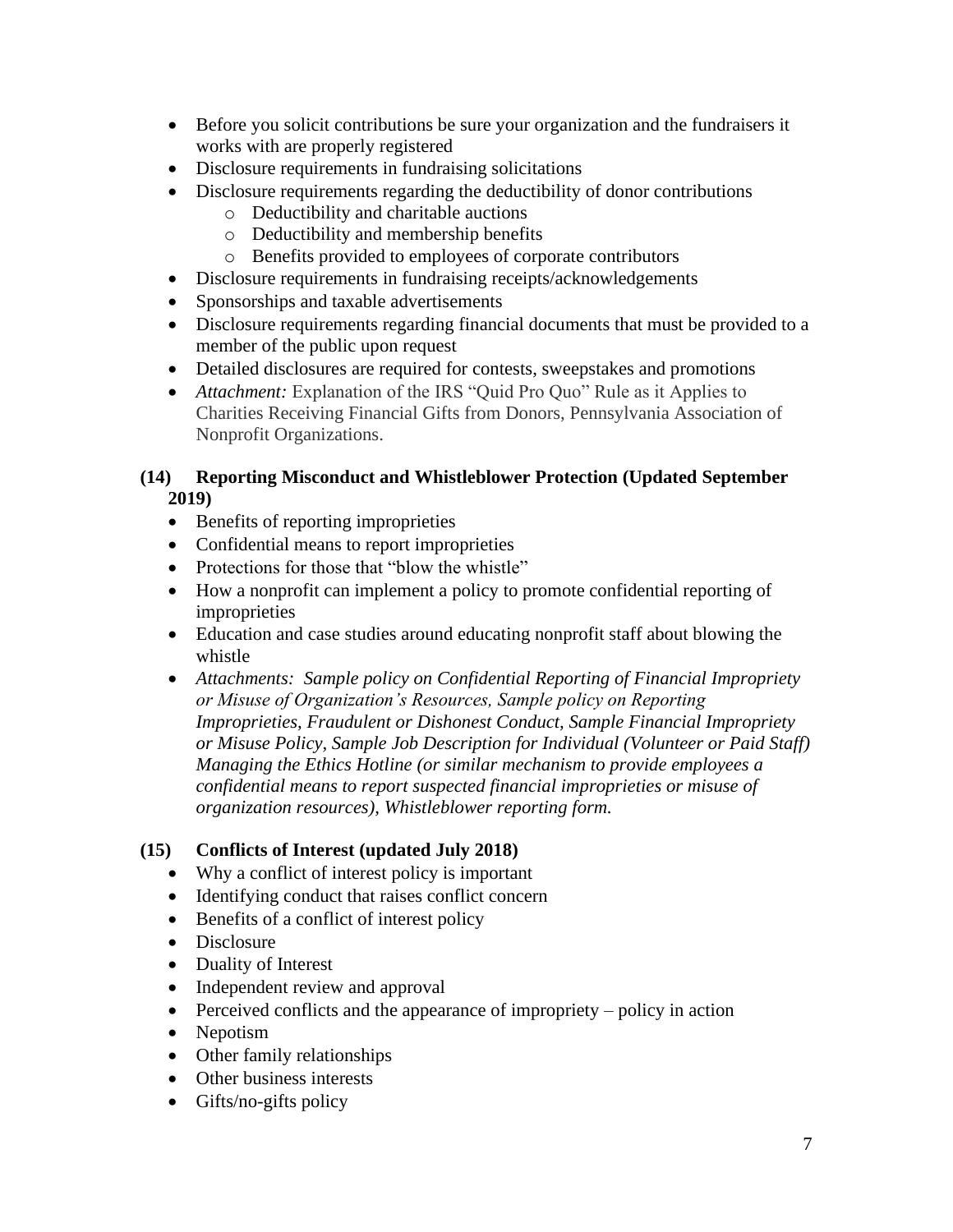- Before you solicit contributions be sure your organization and the fundraisers it works with are properly registered
- Disclosure requirements in fundraising solicitations
- Disclosure requirements regarding the deductibility of donor contributions
  - Deductibility and charitable auctions
  - Deductibility and membership benefits
  - Benefits provided to employees of corporate contributors
- Disclosure requirements in fundraising receipts/acknowledgements
- Sponsorships and taxable advertisements
- Disclosure requirements regarding financial documents that must be provided to a member of the public upon request
- Detailed disclosures are required for contests, sweepstakes and promotions
- *Attachment:* Explanation of the IRS "Quid Pro Quo" Rule as it Applies to Charities Receiving Financial Gifts from Donors, Pennsylvania Association of Nonprofit Organizations.

### (14) Reporting Misconduct and Whistleblower Protection (Updated September 2019)

- Benefits of reporting improprieties
- Confidential means to report improprieties
- Protections for those that "blow the whistle"
- How a nonprofit can implement a policy to promote confidential reporting of improprieties
- Education and case studies around educating nonprofit staff about blowing the whistle
- *Attachments: Sample policy on Confidential Reporting of Financial Impropriety or Misuse of Organization's Resources, Sample policy on Reporting Improprieties, Fraudulent or Dishonest Conduct, Sample Financial Impropriety or Misuse Policy, Sample Job Description for Individual (Volunteer or Paid Staff) Managing the Ethics Hotline (or similar mechanism to provide employees a confidential means to report suspected financial improprieties or misuse of organization resources), Whistleblower reporting form.*

### (15) Conflicts of Interest (updated July 2018)

- Why a conflict of interest policy is important
- Identifying conduct that raises conflict concern
- Benefits of a conflict of interest policy
- Disclosure
- Duality of Interest
- Independent review and approval
- Perceived conflicts and the appearance of impropriety – policy in action
- Nepotism
- Other family relationships
- Other business interests
- Gifts/no-gifts policy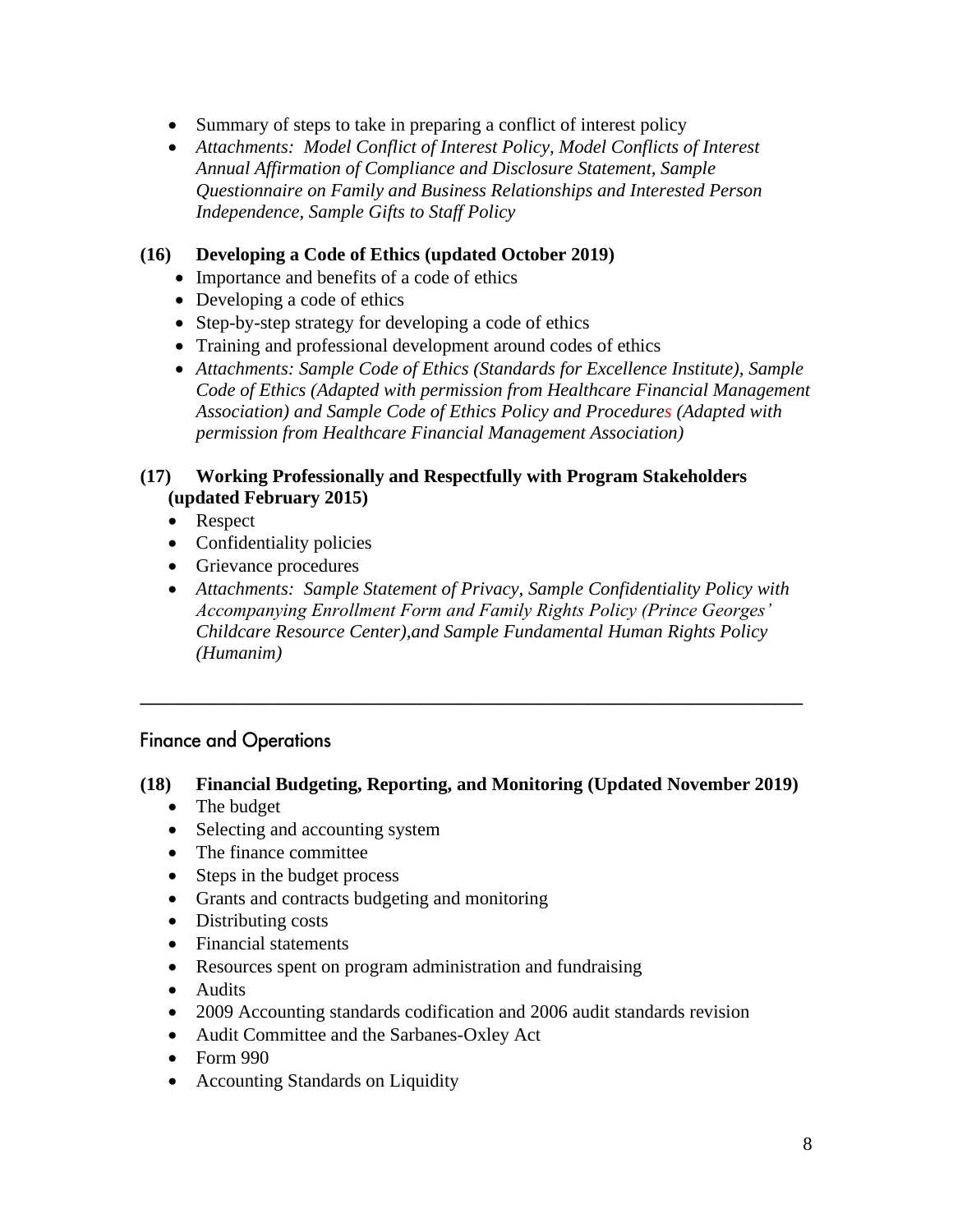- Summary of steps to take in preparing a conflict of interest policy
- *Attachments: Model Conflict of Interest Policy, Model Conflicts of Interest Annual Affirmation of Compliance and Disclosure Statement, Sample Questionnaire on Family and Business Relationships and Interested Person Independence, Sample Gifts to Staff Policy*

**(16) Developing a Code of Ethics (updated October 2019)**

- Importance and benefits of a code of ethics
- Developing a code of ethics
- Step-by-step strategy for developing a code of ethics
- Training and professional development around codes of ethics
- *Attachments: Sample Code of Ethics (Standards for Excellence Institute), Sample Code of Ethics (Adapted with permission from Healthcare Financial Management Association) and Sample Code of Ethics Policy and Procedures (Adapted with permission from Healthcare Financial Management Association)*

**(17) Working Professionally and Respectfully with Program Stakeholders (updated February 2015)**

- Respect
- Confidentiality policies
- Grievance procedures
- *Attachments: Sample Statement of Privacy, Sample Confidentiality Policy with Accompanying Enrollment Form and Family Rights Policy (Prince Georges' Childcare Resource Center),and Sample Fundamental Human Rights Policy (Humanim)*

---

## Finance and Operations

**(18) Financial Budgeting, Reporting, and Monitoring (Updated November 2019)**

- The budget
- Selecting and accounting system
- The finance committee
- Steps in the budget process
- Grants and contracts budgeting and monitoring
- Distributing costs
- Financial statements
- Resources spent on program administration and fundraising
- Audits
- 2009 Accounting standards codification and 2006 audit standards revision
- Audit Committee and the Sarbanes-Oxley Act
- Form 990
- Accounting Standards on Liquidity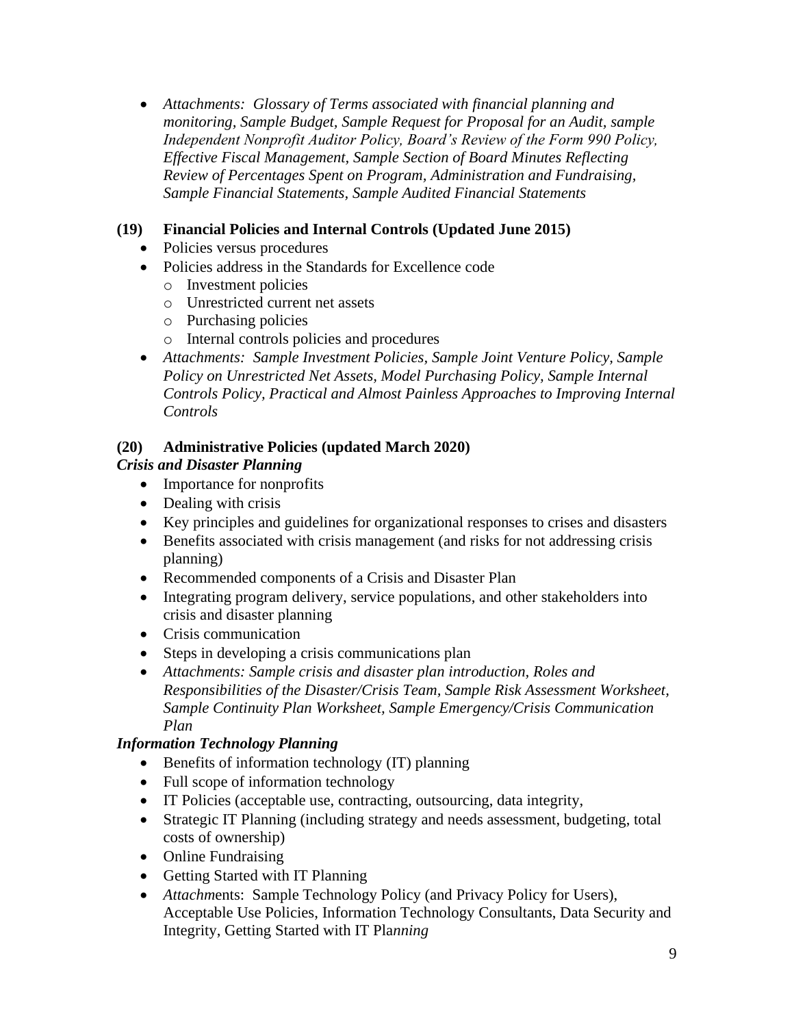- *Attachments: Glossary of Terms associated with financial planning and monitoring, Sample Budget, Sample Request for Proposal for an Audit, sample Independent Nonprofit Auditor Policy, Board's Review of the Form 990 Policy, Effective Fiscal Management, Sample Section of Board Minutes Reflecting Review of Percentages Spent on Program, Administration and Fundraising, Sample Financial Statements, Sample Audited Financial Statements*

### (19) Financial Policies and Internal Controls (Updated June 2015)

- Policies versus procedures
- Policies address in the Standards for Excellence code
  - Investment policies
  - Unrestricted current net assets
  - Purchasing policies
  - Internal controls policies and procedures
- *Attachments: Sample Investment Policies, Sample Joint Venture Policy, Sample Policy on Unrestricted Net Assets, Model Purchasing Policy, Sample Internal Controls Policy, Practical and Almost Painless Approaches to Improving Internal Controls*

### (20) Administrative Policies (updated March 2020)

***Crisis and Disaster Planning***

- Importance for nonprofits
- Dealing with crisis
- Key principles and guidelines for organizational responses to crises and disasters
- Benefits associated with crisis management (and risks for not addressing crisis planning)
- Recommended components of a Crisis and Disaster Plan
- Integrating program delivery, service populations, and other stakeholders into crisis and disaster planning
- Crisis communication
- Steps in developing a crisis communications plan
- *Attachments: Sample crisis and disaster plan introduction, Roles and Responsibilities of the Disaster/Crisis Team, Sample Risk Assessment Worksheet, Sample Continuity Plan Worksheet, Sample Emergency/Crisis Communication Plan*

***Information Technology Planning***

- Benefits of information technology (IT) planning
- Full scope of information technology
- IT Policies (acceptable use, contracting, outsourcing, data integrity,
- Strategic IT Planning (including strategy and needs assessment, budgeting, total costs of ownership)
- Online Fundraising
- Getting Started with IT Planning
- *Attachm*ents: Sample Technology Policy (and Privacy Policy for Users), Acceptable Use Policies, Information Technology Consultants, Data Security and Integrity, Getting Started with IT Pla*nning*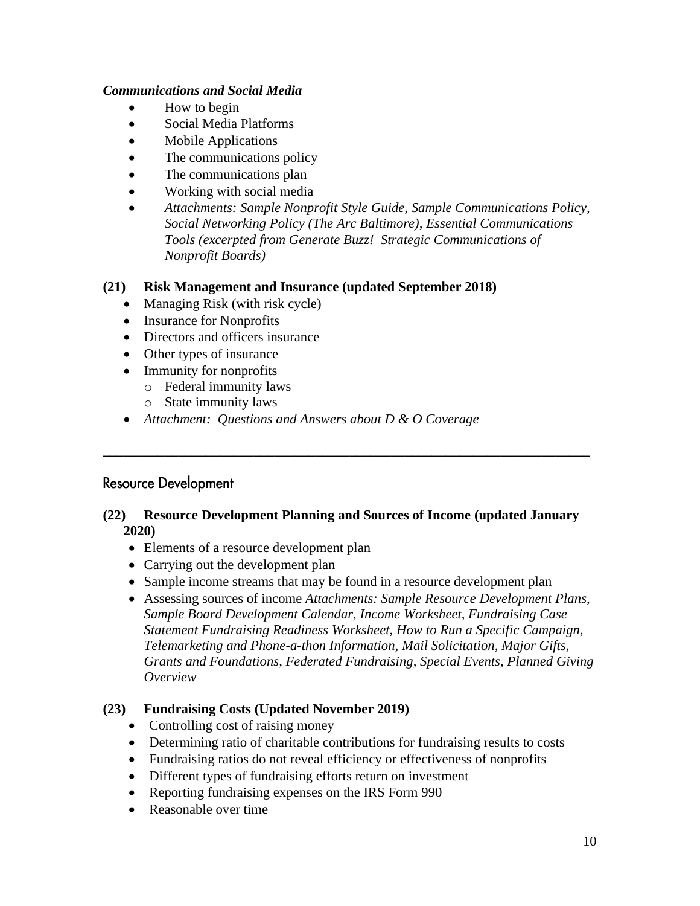***Communications and Social Media***

- How to begin
- Social Media Platforms
- Mobile Applications
- The communications policy
- The communications plan
- Working with social media
- *Attachments: Sample Nonprofit Style Guide, Sample Communications Policy, Social Networking Policy (The Arc Baltimore), Essential Communications Tools (excerpted from Generate Buzz! Strategic Communications of Nonprofit Boards)*

**(21) Risk Management and Insurance (updated September 2018)**

- Managing Risk (with risk cycle)
- Insurance for Nonprofits
- Directors and officers insurance
- Other types of insurance
- Immunity for nonprofits
  - Federal immunity laws
  - State immunity laws
- *Attachment: Questions and Answers about D & O Coverage*

---

## Resource Development

**(22) Resource Development Planning and Sources of Income (updated January 2020)**

- Elements of a resource development plan
- Carrying out the development plan
- Sample income streams that may be found in a resource development plan
- Assessing sources of income *Attachments: Sample Resource Development Plans, Sample Board Development Calendar, Income Worksheet, Fundraising Case Statement Fundraising Readiness Worksheet, How to Run a Specific Campaign, Telemarketing and Phone-a-thon Information, Mail Solicitation, Major Gifts, Grants and Foundations, Federated Fundraising, Special Events, Planned Giving Overview*

**(23) Fundraising Costs (Updated November 2019)**

- Controlling cost of raising money
- Determining ratio of charitable contributions for fundraising results to costs
- Fundraising ratios do not reveal efficiency or effectiveness of nonprofits
- Different types of fundraising efforts return on investment
- Reporting fundraising expenses on the IRS Form 990
- Reasonable over time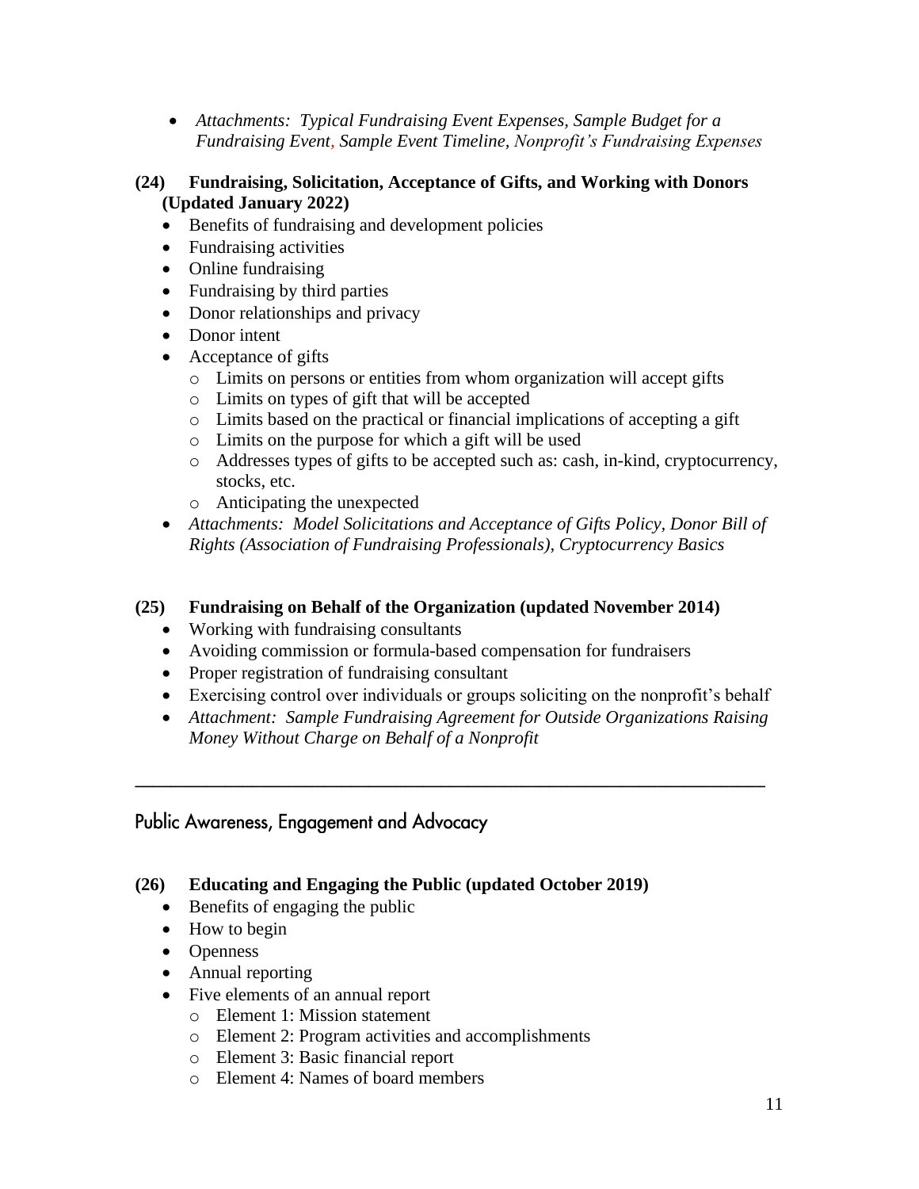- *Attachments: Typical Fundraising Event Expenses, Sample Budget for a Fundraising Event, Sample Event Timeline, Nonprofit's Fundraising Expenses*

**(24) Fundraising, Solicitation, Acceptance of Gifts, and Working with Donors (Updated January 2022)**

- Benefits of fundraising and development policies
- Fundraising activities
- Online fundraising
- Fundraising by third parties
- Donor relationships and privacy
- Donor intent
- Acceptance of gifts
  - Limits on persons or entities from whom organization will accept gifts
  - Limits on types of gift that will be accepted
  - Limits based on the practical or financial implications of accepting a gift
  - Limits on the purpose for which a gift will be used
  - Addresses types of gifts to be accepted such as: cash, in-kind, cryptocurrency, stocks, etc.
  - Anticipating the unexpected
- *Attachments: Model Solicitations and Acceptance of Gifts Policy, Donor Bill of Rights (Association of Fundraising Professionals), Cryptocurrency Basics*

**(25) Fundraising on Behalf of the Organization (updated November 2014)**

- Working with fundraising consultants
- Avoiding commission or formula-based compensation for fundraisers
- Proper registration of fundraising consultant
- Exercising control over individuals or groups soliciting on the nonprofit's behalf
- *Attachment: Sample Fundraising Agreement for Outside Organizations Raising Money Without Charge on Behalf of a Nonprofit*

---

## Public Awareness, Engagement and Advocacy

**(26) Educating and Engaging the Public (updated October 2019)**

- Benefits of engaging the public
- How to begin
- Openness
- Annual reporting
- Five elements of an annual report
  - Element 1: Mission statement
  - Element 2: Program activities and accomplishments
  - Element 3: Basic financial report
  - Element 4: Names of board members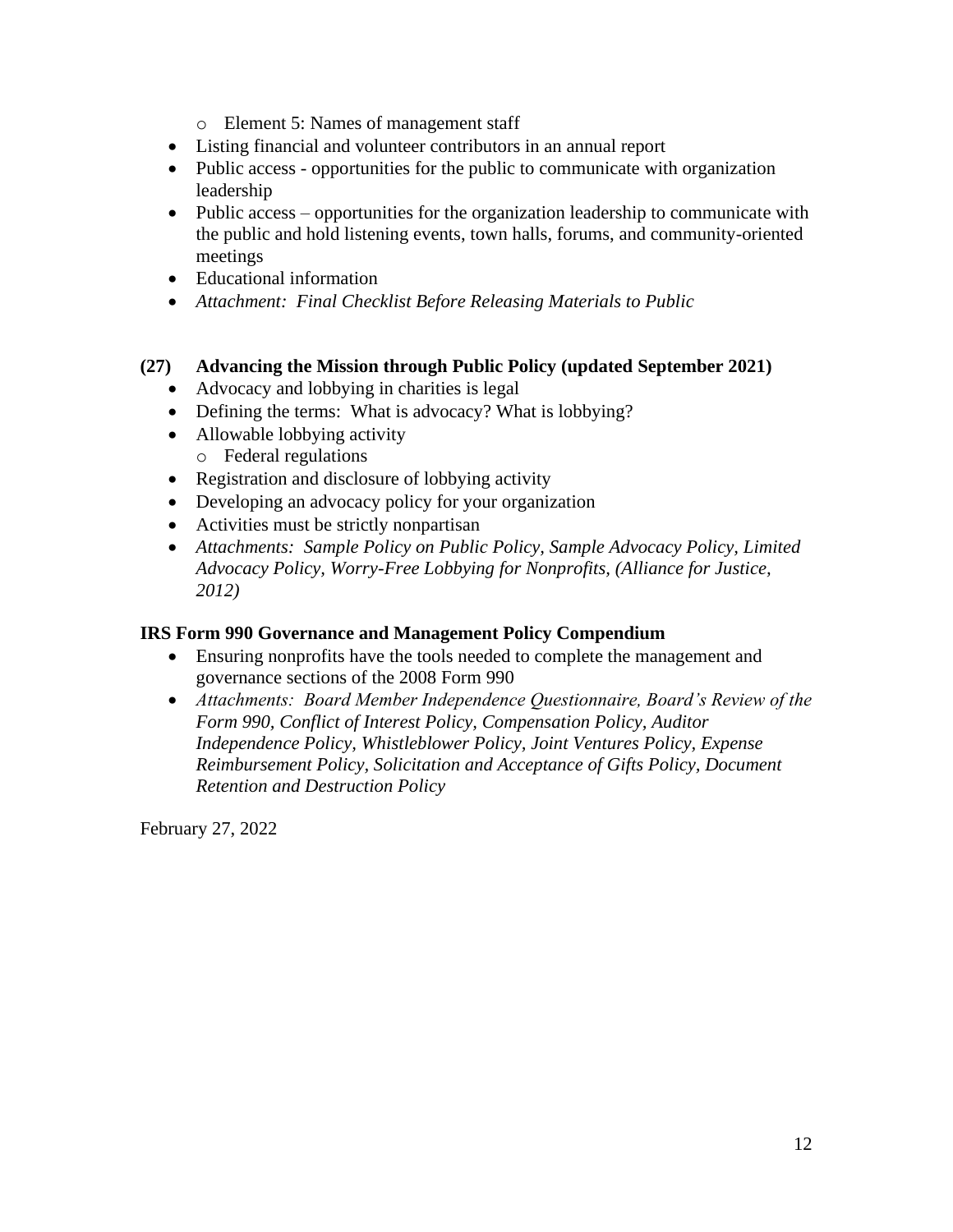- Element 5: Names of management staff
- Listing financial and volunteer contributors in an annual report
- Public access - opportunities for the public to communicate with organization leadership
- Public access – opportunities for the organization leadership to communicate with the public and hold listening events, town halls, forums, and community-oriented meetings
- Educational information
- *Attachment: Final Checklist Before Releasing Materials to Public*

**(27) Advancing the Mission through Public Policy (updated September 2021)**

- Advocacy and lobbying in charities is legal
- Defining the terms: What is advocacy? What is lobbying?
- Allowable lobbying activity
    - Federal regulations
- Registration and disclosure of lobbying activity
- Developing an advocacy policy for your organization
- Activities must be strictly nonpartisan
- *Attachments: Sample Policy on Public Policy, Sample Advocacy Policy, Limited Advocacy Policy, Worry-Free Lobbying for Nonprofits, (Alliance for Justice, 2012)*

**IRS Form 990 Governance and Management Policy Compendium**

- Ensuring nonprofits have the tools needed to complete the management and governance sections of the 2008 Form 990
- *Attachments: Board Member Independence Questionnaire, Board's Review of the Form 990, Conflict of Interest Policy, Compensation Policy, Auditor Independence Policy, Whistleblower Policy, Joint Ventures Policy, Expense Reimbursement Policy, Solicitation and Acceptance of Gifts Policy, Document Retention and Destruction Policy*

February 27, 2022